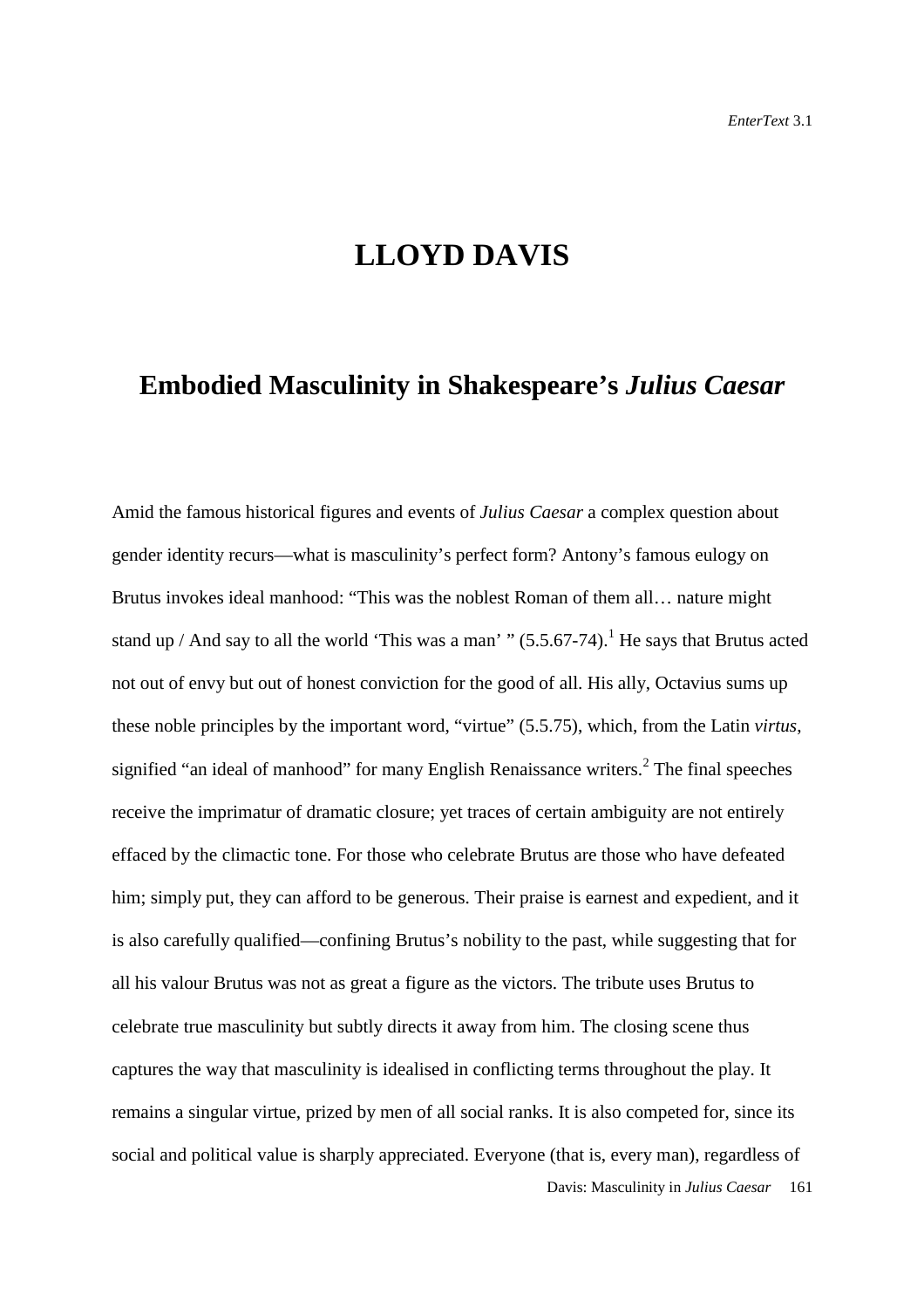# LLOYD DAVIS

## Embodied Masculinity in Shakespeare's *Julius Caesar*

Amid the famous historical figures and events of *Julius Caesar* a complex question about gender identity recurs—what is masculinity's perfect form? Antony's famous eulogy on Brutus invokes ideal manhood: "This was the noblest Roman of them all… nature might stand up / And say to all the world 'This was a man' " (5.5.67-74).[1] He says that Brutus acted not out of envy but out of honest conviction for the good of all. His ally, Octavius sums up these noble principles by the important word, "virtue" (5.5.75), which, from the Latin *virtus*, signified "an ideal of manhood" for many English Renaissance writers.[2] The final speeches receive the imprimatur of dramatic closure; yet traces of certain ambiguity are not entirely effaced by the climactic tone. For those who celebrate Brutus are those who have defeated him; simply put, they can afford to be generous. Their praise is earnest and expedient, and it is also carefully qualified—confining Brutus's nobility to the past, while suggesting that for all his valour Brutus was not as great a figure as the victors. The tribute uses Brutus to celebrate true masculinity but subtly directs it away from him. The closing scene thus captures the way that masculinity is idealised in conflicting terms throughout the play. It remains a singular virtue, prized by men of all social ranks. It is also competed for, since its social and political value is sharply appreciated. Everyone (that is, every man), regardless of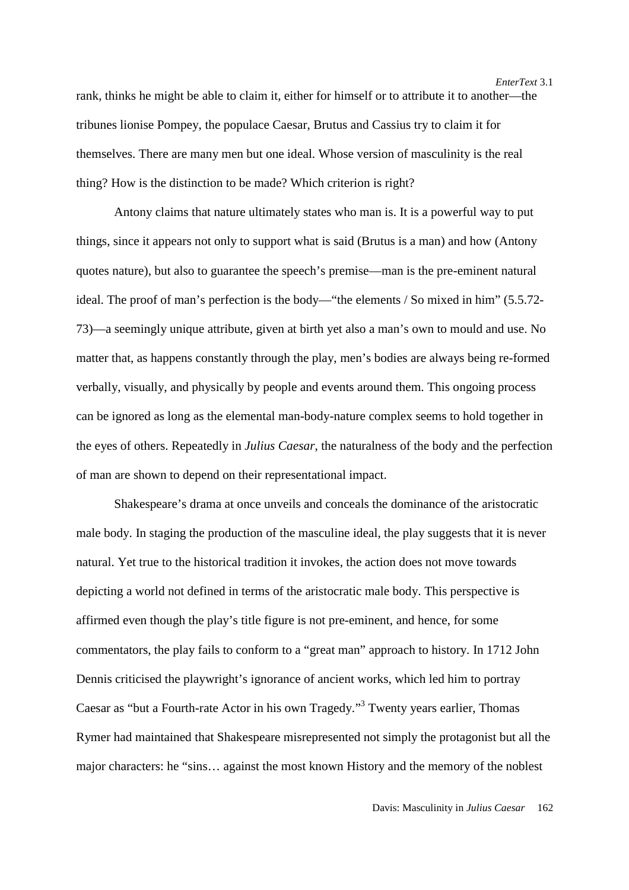rank, thinks he might be able to claim it, either for himself or to attribute it to another—the tribunes lionise Pompey, the populace Caesar, Brutus and Cassius try to claim it for themselves. There are many men but one ideal. Whose version of masculinity is the real thing? How is the distinction to be made? Which criterion is right?

Antony claims that nature ultimately states who man is. It is a powerful way to put things, since it appears not only to support what is said (Brutus is a man) and how (Antony quotes nature), but also to guarantee the speech's premise—man is the pre-eminent natural ideal. The proof of man's perfection is the body—"the elements / So mixed in him" (5.5.72-73)—a seemingly unique attribute, given at birth yet also a man's own to mould and use. No matter that, as happens constantly through the play, men's bodies are always being re-formed verbally, visually, and physically by people and events around them. This ongoing process can be ignored as long as the elemental man-body-nature complex seems to hold together in the eyes of others. Repeatedly in *Julius Caesar*, the naturalness of the body and the perfection of man are shown to depend on their representational impact.

Shakespeare's drama at once unveils and conceals the dominance of the aristocratic male body. In staging the production of the masculine ideal, the play suggests that it is never natural. Yet true to the historical tradition it invokes, the action does not move towards depicting a world not defined in terms of the aristocratic male body. This perspective is affirmed even though the play's title figure is not pre-eminent, and hence, for some commentators, the play fails to conform to a "great man" approach to history. In 1712 John Dennis criticised the playwright's ignorance of ancient works, which led him to portray Caesar as "but a Fourth-rate Actor in his own Tragedy."[3] Twenty years earlier, Thomas Rymer had maintained that Shakespeare misrepresented not simply the protagonist but all the major characters: he "sins… against the most known History and the memory of the noblest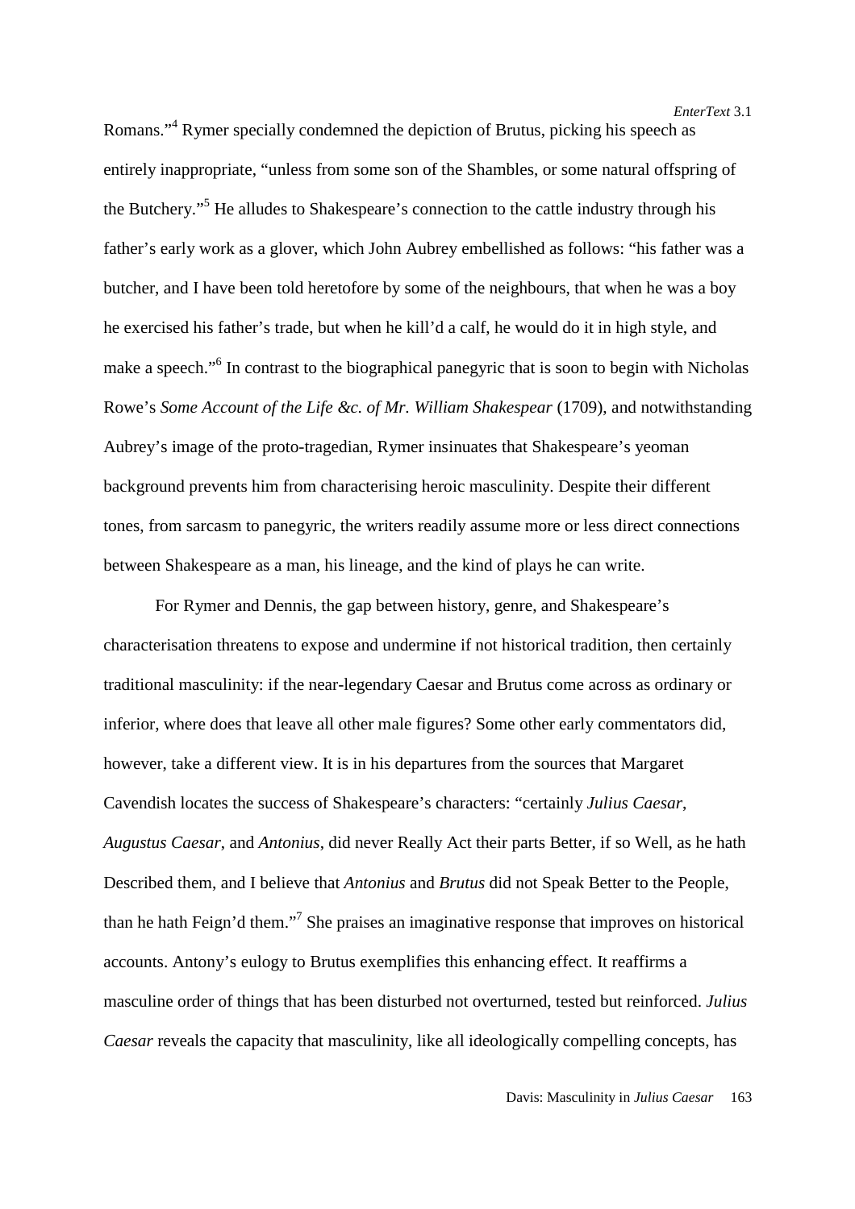Romans."[4] Rymer specially condemned the depiction of Brutus, picking his speech as entirely inappropriate, "unless from some son of the Shambles, or some natural offspring of the Butchery."[5] He alludes to Shakespeare's connection to the cattle industry through his father's early work as a glover, which John Aubrey embellished as follows: "his father was a butcher, and I have been told heretofore by some of the neighbours, that when he was a boy he exercised his father's trade, but when he kill'd a calf, he would do it in high style, and make a speech."[6] In contrast to the biographical panegyric that is soon to begin with Nicholas Rowe's *Some Account of the Life &c. of Mr. William Shakespear* (1709), and notwithstanding Aubrey's image of the proto-tragedian, Rymer insinuates that Shakespeare's yeoman background prevents him from characterising heroic masculinity. Despite their different tones, from sarcasm to panegyric, the writers readily assume more or less direct connections between Shakespeare as a man, his lineage, and the kind of plays he can write.

For Rymer and Dennis, the gap between history, genre, and Shakespeare's characterisation threatens to expose and undermine if not historical tradition, then certainly traditional masculinity: if the near-legendary Caesar and Brutus come across as ordinary or inferior, where does that leave all other male figures? Some other early commentators did, however, take a different view. It is in his departures from the sources that Margaret Cavendish locates the success of Shakespeare's characters: "certainly *Julius Caesar*, *Augustus Caesar*, and *Antonius*, did never Really Act their parts Better, if so Well, as he hath Described them, and I believe that *Antonius* and *Brutus* did not Speak Better to the People, than he hath Feign'd them."[7] She praises an imaginative response that improves on historical accounts. Antony's eulogy to Brutus exemplifies this enhancing effect. It reaffirms a masculine order of things that has been disturbed not overturned, tested but reinforced. *Julius Caesar* reveals the capacity that masculinity, like all ideologically compelling concepts, has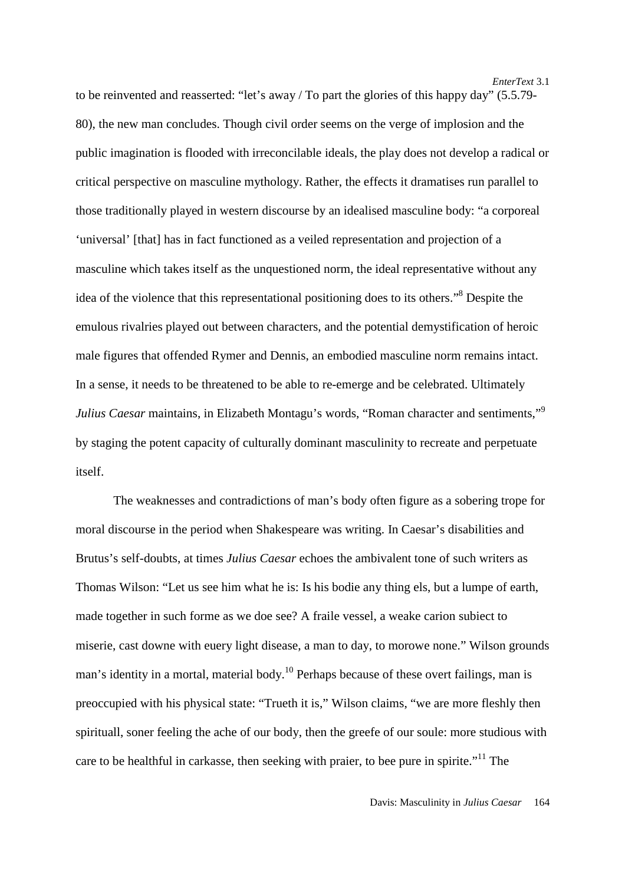to be reinvented and reasserted: "let's away / To part the glories of this happy day" (5.5.79-80), the new man concludes. Though civil order seems on the verge of implosion and the public imagination is flooded with irreconcilable ideals, the play does not develop a radical or critical perspective on masculine mythology. Rather, the effects it dramatises run parallel to those traditionally played in western discourse by an idealised masculine body: "a corporeal 'universal' [that] has in fact functioned as a veiled representation and projection of a masculine which takes itself as the unquestioned norm, the ideal representative without any idea of the violence that this representational positioning does to its others."[8] Despite the emulous rivalries played out between characters, and the potential demystification of heroic male figures that offended Rymer and Dennis, an embodied masculine norm remains intact. In a sense, it needs to be threatened to be able to re-emerge and be celebrated. Ultimately *Julius Caesar* maintains, in Elizabeth Montagu's words, "Roman character and sentiments,"[9] by staging the potent capacity of culturally dominant masculinity to recreate and perpetuate itself.

The weaknesses and contradictions of man's body often figure as a sobering trope for moral discourse in the period when Shakespeare was writing. In Caesar's disabilities and Brutus's self-doubts, at times *Julius Caesar* echoes the ambivalent tone of such writers as Thomas Wilson: "Let us see him what he is: Is his bodie any thing els, but a lumpe of earth, made together in such forme as we doe see? A fraile vessel, a weake carion subiect to miserie, cast downe with euery light disease, a man to day, to morowe none." Wilson grounds man's identity in a mortal, material body.[10] Perhaps because of these overt failings, man is preoccupied with his physical state: "Trueth it is," Wilson claims, "we are more fleshly then spirituall, soner feeling the ache of our body, then the greefe of our soule: more studious with care to be healthful in carkasse, then seeking with praier, to bee pure in spirite."[11] The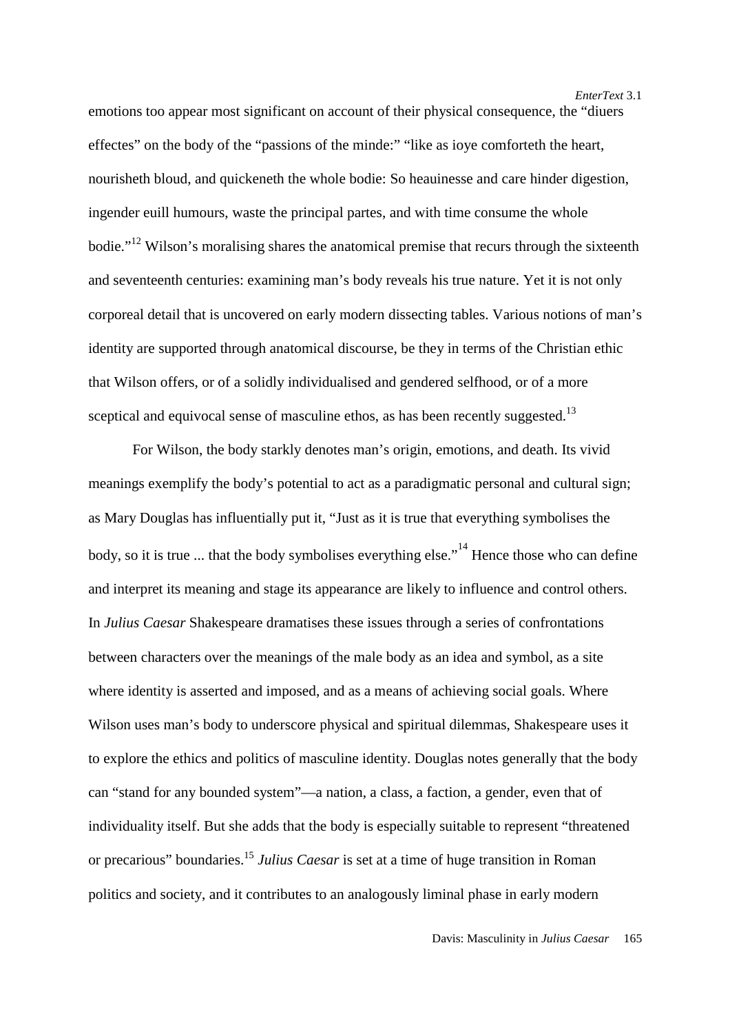emotions too appear most significant on account of their physical consequence, the "diuers effectes" on the body of the "passions of the minde:" "like as ioye comforteth the heart, nourisheth bloud, and quickeneth the whole bodie: So heauinesse and care hinder digestion, ingender euill humours, waste the principal partes, and with time consume the whole bodie."[12] Wilson's moralising shares the anatomical premise that recurs through the sixteenth and seventeenth centuries: examining man's body reveals his true nature. Yet it is not only corporeal detail that is uncovered on early modern dissecting tables. Various notions of man's identity are supported through anatomical discourse, be they in terms of the Christian ethic that Wilson offers, or of a solidly individualised and gendered selfhood, or of a more sceptical and equivocal sense of masculine ethos, as has been recently suggested.[13]

For Wilson, the body starkly denotes man's origin, emotions, and death. Its vivid meanings exemplify the body's potential to act as a paradigmatic personal and cultural sign; as Mary Douglas has influentially put it, "Just as it is true that everything symbolises the body, so it is true ... that the body symbolises everything else."[14] Hence those who can define and interpret its meaning and stage its appearance are likely to influence and control others. In *Julius Caesar* Shakespeare dramatises these issues through a series of confrontations between characters over the meanings of the male body as an idea and symbol, as a site where identity is asserted and imposed, and as a means of achieving social goals. Where Wilson uses man's body to underscore physical and spiritual dilemmas, Shakespeare uses it to explore the ethics and politics of masculine identity. Douglas notes generally that the body can "stand for any bounded system"—a nation, a class, a faction, a gender, even that of individuality itself. But she adds that the body is especially suitable to represent "threatened or precarious" boundaries.[15] *Julius Caesar* is set at a time of huge transition in Roman politics and society, and it contributes to an analogously liminal phase in early modern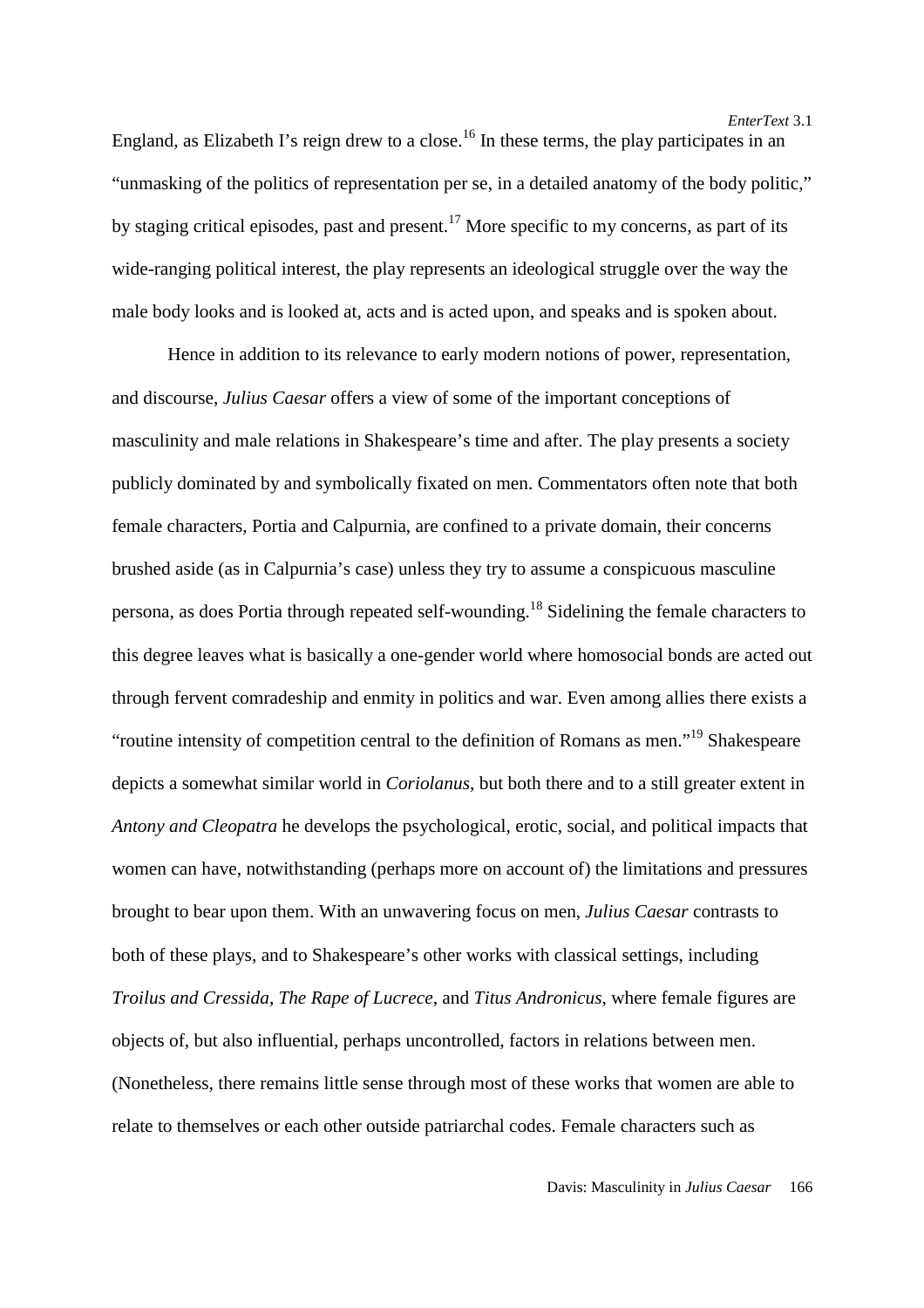England, as Elizabeth I's reign drew to a close.[16] In these terms, the play participates in an "unmasking of the politics of representation per se, in a detailed anatomy of the body politic," by staging critical episodes, past and present.[17] More specific to my concerns, as part of its wide-ranging political interest, the play represents an ideological struggle over the way the male body looks and is looked at, acts and is acted upon, and speaks and is spoken about.

Hence in addition to its relevance to early modern notions of power, representation, and discourse, *Julius Caesar* offers a view of some of the important conceptions of masculinity and male relations in Shakespeare's time and after. The play presents a society publicly dominated by and symbolically fixated on men. Commentators often note that both female characters, Portia and Calpurnia, are confined to a private domain, their concerns brushed aside (as in Calpurnia's case) unless they try to assume a conspicuous masculine persona, as does Portia through repeated self-wounding.[18] Sidelining the female characters to this degree leaves what is basically a one-gender world where homosocial bonds are acted out through fervent comradeship and enmity in politics and war. Even among allies there exists a "routine intensity of competition central to the definition of Romans as men."[19] Shakespeare depicts a somewhat similar world in *Coriolanus*, but both there and to a still greater extent in *Antony and Cleopatra* he develops the psychological, erotic, social, and political impacts that women can have, notwithstanding (perhaps more on account of) the limitations and pressures brought to bear upon them. With an unwavering focus on men, *Julius Caesar* contrasts to both of these plays, and to Shakespeare's other works with classical settings, including *Troilus and Cressida*, *The Rape of Lucrece*, and *Titus Andronicus*, where female figures are objects of, but also influential, perhaps uncontrolled, factors in relations between men. (Nonetheless, there remains little sense through most of these works that women are able to relate to themselves or each other outside patriarchal codes. Female characters such as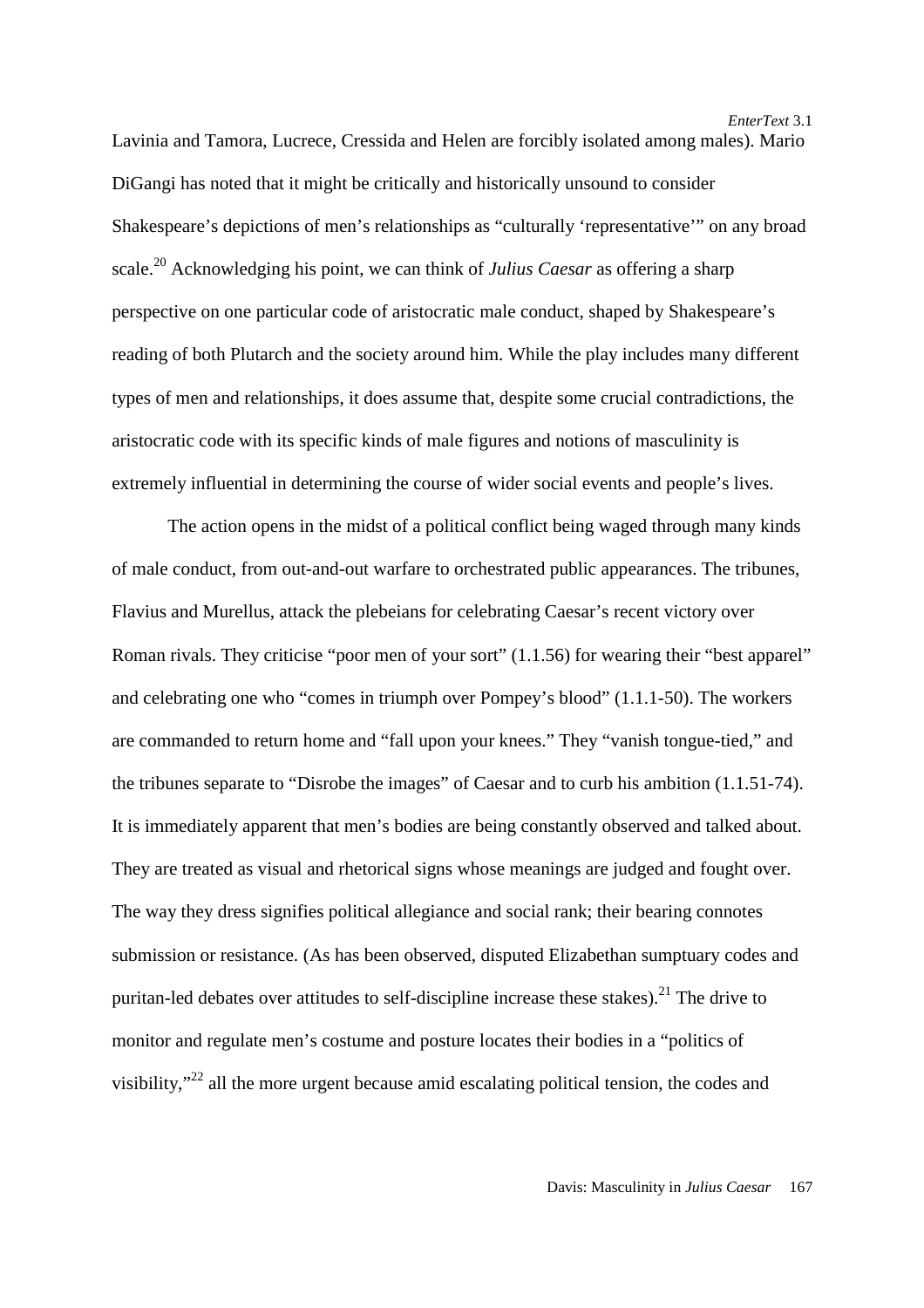Lavinia and Tamora, Lucrece, Cressida and Helen are forcibly isolated among males). Mario DiGangi has noted that it might be critically and historically unsound to consider Shakespeare's depictions of men's relationships as "culturally 'representative'" on any broad scale.[20] Acknowledging his point, we can think of *Julius Caesar* as offering a sharp perspective on one particular code of aristocratic male conduct, shaped by Shakespeare's reading of both Plutarch and the society around him. While the play includes many different types of men and relationships, it does assume that, despite some crucial contradictions, the aristocratic code with its specific kinds of male figures and notions of masculinity is extremely influential in determining the course of wider social events and people's lives.

The action opens in the midst of a political conflict being waged through many kinds of male conduct, from out-and-out warfare to orchestrated public appearances. The tribunes, Flavius and Murellus, attack the plebeians for celebrating Caesar's recent victory over Roman rivals. They criticise "poor men of your sort" (1.1.56) for wearing their "best apparel" and celebrating one who "comes in triumph over Pompey's blood" (1.1.1-50). The workers are commanded to return home and "fall upon your knees." They "vanish tongue-tied," and the tribunes separate to "Disrobe the images" of Caesar and to curb his ambition (1.1.51-74). It is immediately apparent that men's bodies are being constantly observed and talked about. They are treated as visual and rhetorical signs whose meanings are judged and fought over. The way they dress signifies political allegiance and social rank; their bearing connotes submission or resistance. (As has been observed, disputed Elizabethan sumptuary codes and puritan-led debates over attitudes to self-discipline increase these stakes).[21] The drive to monitor and regulate men's costume and posture locates their bodies in a "politics of visibility,"[22] all the more urgent because amid escalating political tension, the codes and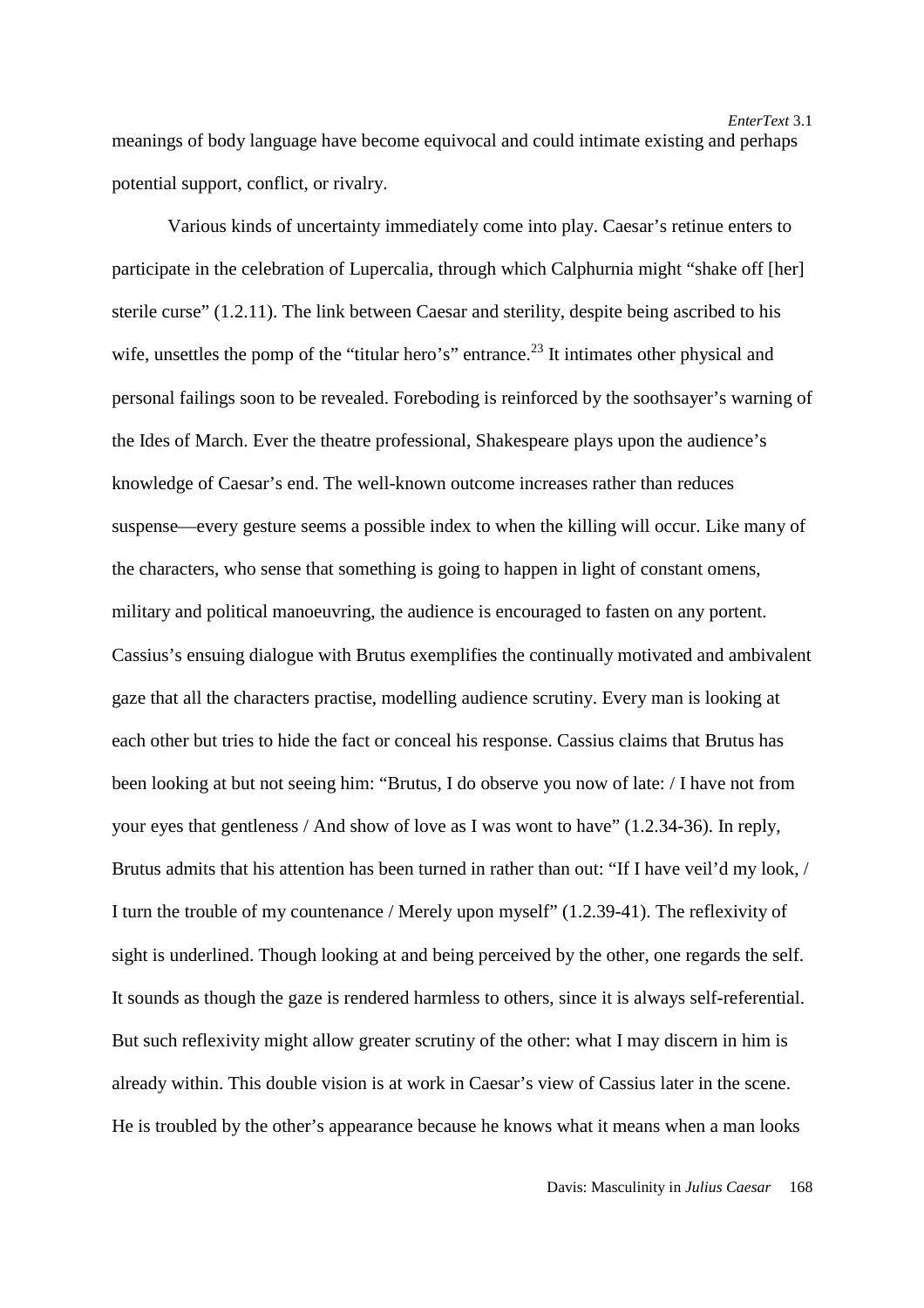meanings of body language have become equivocal and could intimate existing and perhaps potential support, conflict, or rivalry.

Various kinds of uncertainty immediately come into play. Caesar's retinue enters to participate in the celebration of Lupercalia, through which Calphurnia might "shake off [her] sterile curse" (1.2.11). The link between Caesar and sterility, despite being ascribed to his wife, unsettles the pomp of the "titular hero's" entrance.[23] It intimates other physical and personal failings soon to be revealed. Foreboding is reinforced by the soothsayer's warning of the Ides of March. Ever the theatre professional, Shakespeare plays upon the audience's knowledge of Caesar's end. The well-known outcome increases rather than reduces suspense—every gesture seems a possible index to when the killing will occur. Like many of the characters, who sense that something is going to happen in light of constant omens, military and political manoeuvring, the audience is encouraged to fasten on any portent. Cassius's ensuing dialogue with Brutus exemplifies the continually motivated and ambivalent gaze that all the characters practise, modelling audience scrutiny. Every man is looking at each other but tries to hide the fact or conceal his response. Cassius claims that Brutus has been looking at but not seeing him: "Brutus, I do observe you now of late: / I have not from your eyes that gentleness / And show of love as I was wont to have" (1.2.34-36). In reply, Brutus admits that his attention has been turned in rather than out: "If I have veil'd my look, / I turn the trouble of my countenance / Merely upon myself" (1.2.39-41). The reflexivity of sight is underlined. Though looking at and being perceived by the other, one regards the self. It sounds as though the gaze is rendered harmless to others, since it is always self-referential. But such reflexivity might allow greater scrutiny of the other: what I may discern in him is already within. This double vision is at work in Caesar's view of Cassius later in the scene. He is troubled by the other's appearance because he knows what it means when a man looks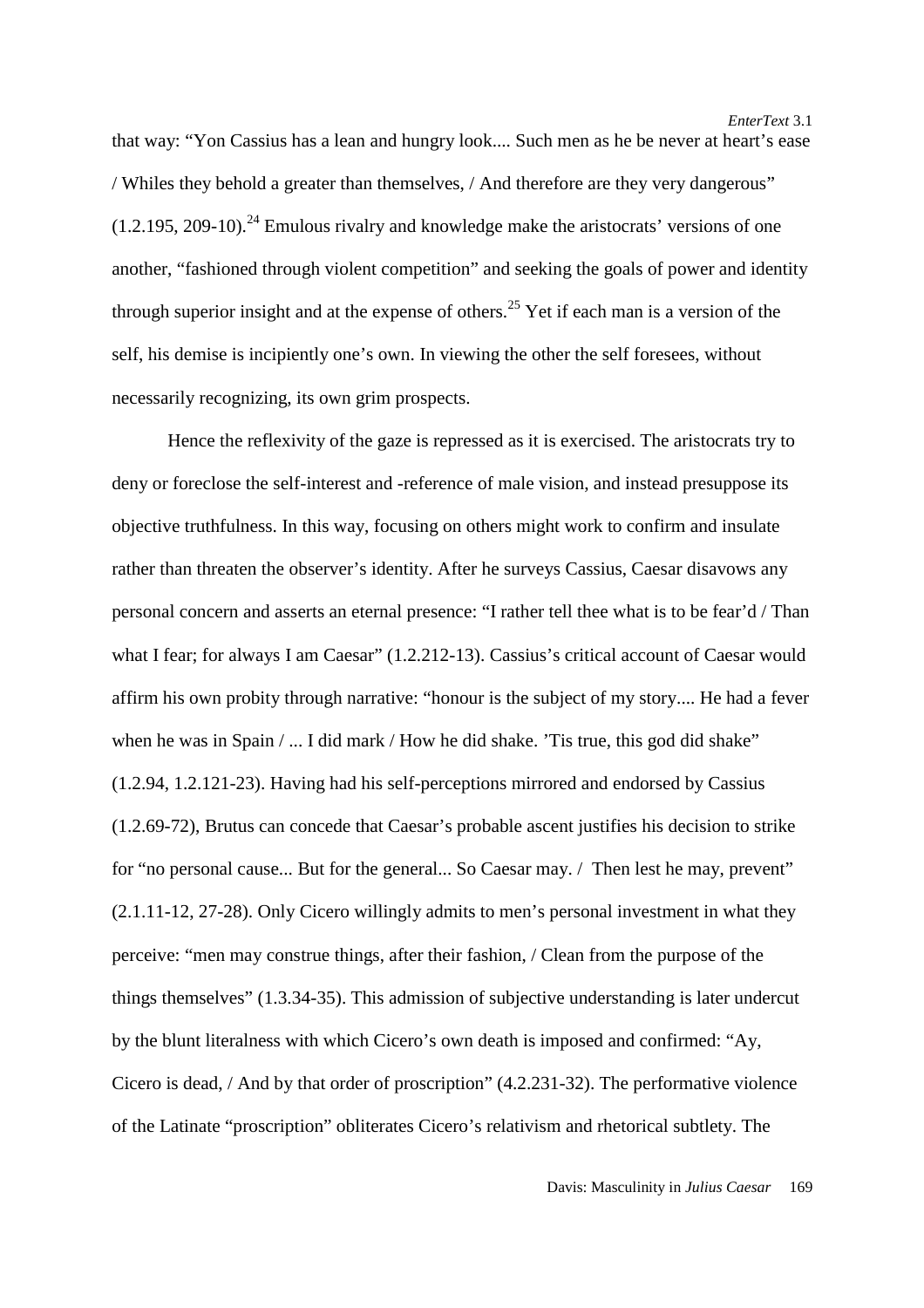that way: “Yon Cassius has a lean and hungry look.... Such men as he be never at heart’s ease / Whiles they behold a greater than themselves, / And therefore are they very dangerous” (1.2.195, 209-10).[24] Emulous rivalry and knowledge make the aristocrats’ versions of one another, “fashioned through violent competition” and seeking the goals of power and identity through superior insight and at the expense of others.[25] Yet if each man is a version of the self, his demise is incipiently one’s own. In viewing the other the self foresees, without necessarily recognizing, its own grim prospects.

Hence the reflexivity of the gaze is repressed as it is exercised. The aristocrats try to deny or foreclose the self-interest and -reference of male vision, and instead presuppose its objective truthfulness. In this way, focusing on others might work to confirm and insulate rather than threaten the observer’s identity. After he surveys Cassius, Caesar disavows any personal concern and asserts an eternal presence: “I rather tell thee what is to be fear’d / Than what I fear; for always I am Caesar” (1.2.212-13). Cassius’s critical account of Caesar would affirm his own probity through narrative: “honour is the subject of my story.... He had a fever when he was in Spain / ... I did mark / How he did shake. ’Tis true, this god did shake” (1.2.94, 1.2.121-23). Having had his self-perceptions mirrored and endorsed by Cassius (1.2.69-72), Brutus can concede that Caesar’s probable ascent justifies his decision to strike for “no personal cause... But for the general... So Caesar may. / Then lest he may, prevent” (2.1.11-12, 27-28). Only Cicero willingly admits to men’s personal investment in what they perceive: “men may construe things, after their fashion, / Clean from the purpose of the things themselves” (1.3.34-35). This admission of subjective understanding is later undercut by the blunt literalness with which Cicero’s own death is imposed and confirmed: “Ay, Cicero is dead, / And by that order of proscription” (4.2.231-32). The performative violence of the Latinate “proscription” obliterates Cicero’s relativism and rhetorical subtlety. The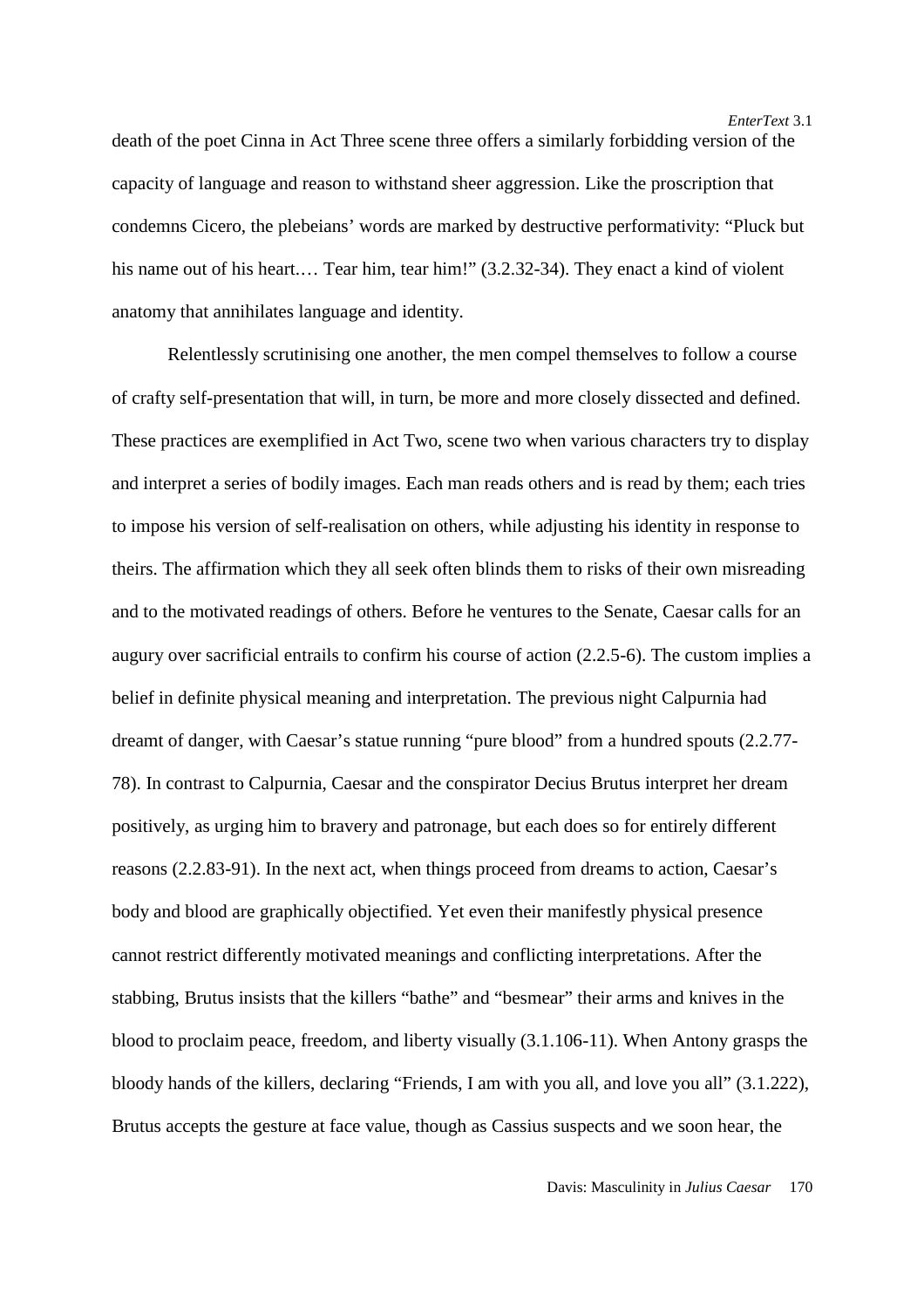death of the poet Cinna in Act Three scene three offers a similarly forbidding version of the capacity of language and reason to withstand sheer aggression. Like the proscription that condemns Cicero, the plebeians' words are marked by destructive performativity: "Pluck but his name out of his heart.… Tear him, tear him!" (3.2.32-34). They enact a kind of violent anatomy that annihilates language and identity.

Relentlessly scrutinising one another, the men compel themselves to follow a course of crafty self-presentation that will, in turn, be more and more closely dissected and defined. These practices are exemplified in Act Two, scene two when various characters try to display and interpret a series of bodily images. Each man reads others and is read by them; each tries to impose his version of self-realisation on others, while adjusting his identity in response to theirs. The affirmation which they all seek often blinds them to risks of their own misreading and to the motivated readings of others. Before he ventures to the Senate, Caesar calls for an augury over sacrificial entrails to confirm his course of action (2.2.5-6). The custom implies a belief in definite physical meaning and interpretation. The previous night Calpurnia had dreamt of danger, with Caesar's statue running "pure blood" from a hundred spouts (2.2.77-78). In contrast to Calpurnia, Caesar and the conspirator Decius Brutus interpret her dream positively, as urging him to bravery and patronage, but each does so for entirely different reasons (2.2.83-91). In the next act, when things proceed from dreams to action, Caesar's body and blood are graphically objectified. Yet even their manifestly physical presence cannot restrict differently motivated meanings and conflicting interpretations. After the stabbing, Brutus insists that the killers "bathe" and "besmear" their arms and knives in the blood to proclaim peace, freedom, and liberty visually (3.1.106-11). When Antony grasps the bloody hands of the killers, declaring "Friends, I am with you all, and love you all" (3.1.222), Brutus accepts the gesture at face value, though as Cassius suspects and we soon hear, the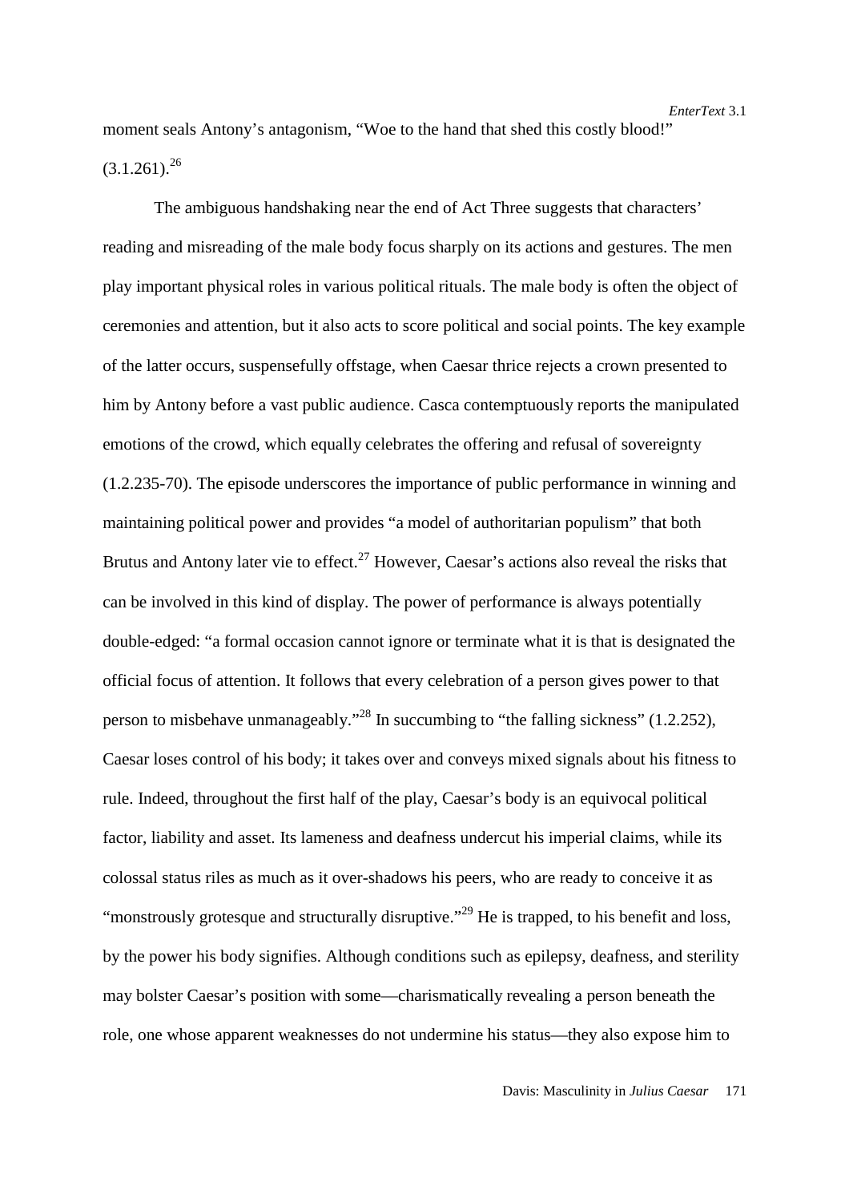moment seals Antony's antagonism, "Woe to the hand that shed this costly blood!" (3.1.261).[26]

The ambiguous handshaking near the end of Act Three suggests that characters' reading and misreading of the male body focus sharply on its actions and gestures. The men play important physical roles in various political rituals. The male body is often the object of ceremonies and attention, but it also acts to score political and social points. The key example of the latter occurs, suspensefully offstage, when Caesar thrice rejects a crown presented to him by Antony before a vast public audience. Casca contemptuously reports the manipulated emotions of the crowd, which equally celebrates the offering and refusal of sovereignty (1.2.235-70). The episode underscores the importance of public performance in winning and maintaining political power and provides "a model of authoritarian populism" that both Brutus and Antony later vie to effect.[27] However, Caesar's actions also reveal the risks that can be involved in this kind of display. The power of performance is always potentially double-edged: "a formal occasion cannot ignore or terminate what it is that is designated the official focus of attention. It follows that every celebration of a person gives power to that person to misbehave unmanageably."[28] In succumbing to "the falling sickness" (1.2.252), Caesar loses control of his body; it takes over and conveys mixed signals about his fitness to rule. Indeed, throughout the first half of the play, Caesar's body is an equivocal political factor, liability and asset. Its lameness and deafness undercut his imperial claims, while its colossal status riles as much as it over-shadows his peers, who are ready to conceive it as "monstrously grotesque and structurally disruptive."[29] He is trapped, to his benefit and loss, by the power his body signifies. Although conditions such as epilepsy, deafness, and sterility may bolster Caesar's position with some—charismatically revealing a person beneath the role, one whose apparent weaknesses do not undermine his status—they also expose him to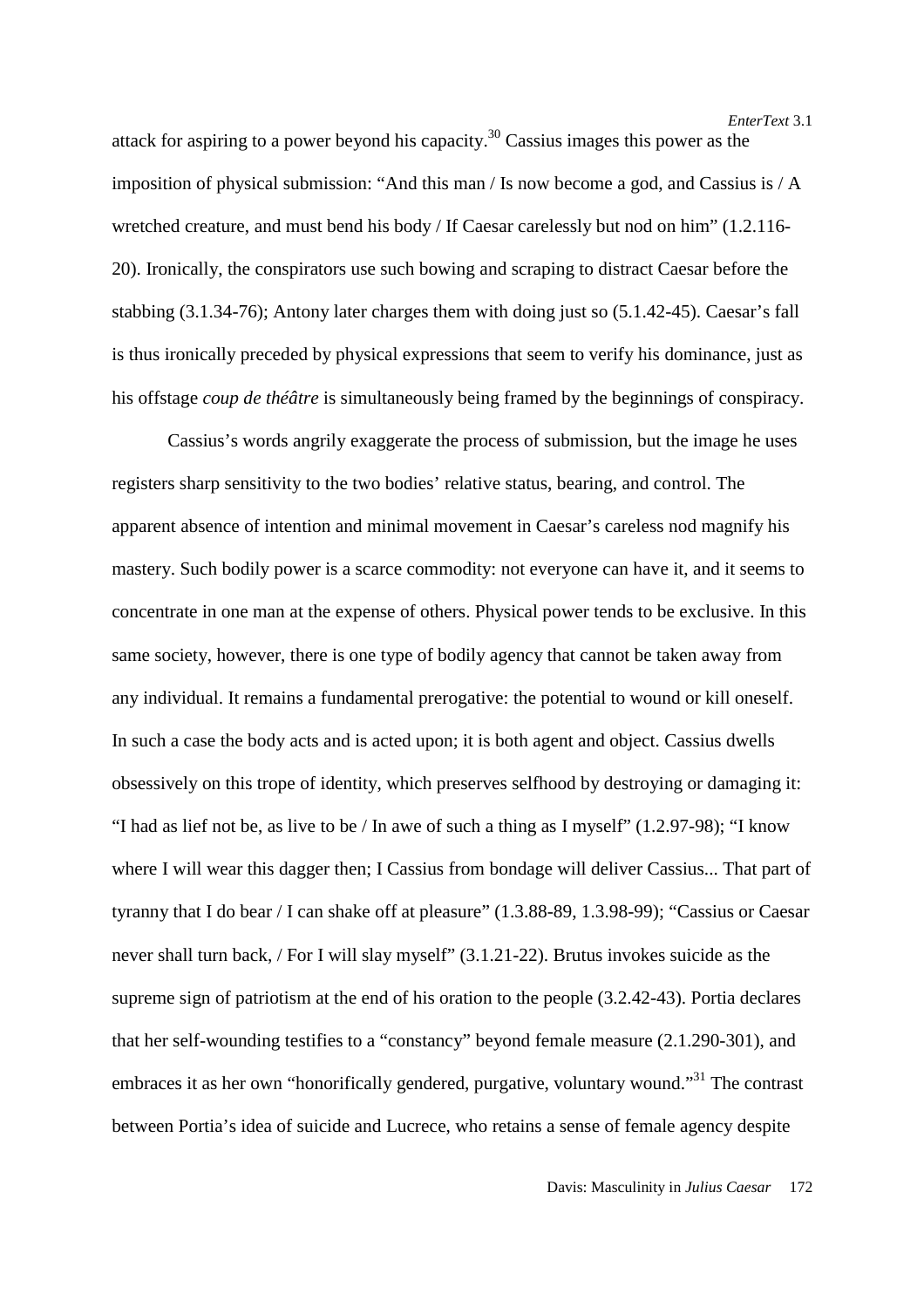attack for aspiring to a power beyond his capacity.[30] Cassius images this power as the imposition of physical submission: "And this man / Is now become a god, and Cassius is / A wretched creature, and must bend his body / If Caesar carelessly but nod on him" (1.2.116-20). Ironically, the conspirators use such bowing and scraping to distract Caesar before the stabbing (3.1.34-76); Antony later charges them with doing just so (5.1.42-45). Caesar's fall is thus ironically preceded by physical expressions that seem to verify his dominance, just as his offstage *coup de théâtre* is simultaneously being framed by the beginnings of conspiracy.

Cassius's words angrily exaggerate the process of submission, but the image he uses registers sharp sensitivity to the two bodies' relative status, bearing, and control. The apparent absence of intention and minimal movement in Caesar's careless nod magnify his mastery. Such bodily power is a scarce commodity: not everyone can have it, and it seems to concentrate in one man at the expense of others. Physical power tends to be exclusive. In this same society, however, there is one type of bodily agency that cannot be taken away from any individual. It remains a fundamental prerogative: the potential to wound or kill oneself. In such a case the body acts and is acted upon; it is both agent and object. Cassius dwells obsessively on this trope of identity, which preserves selfhood by destroying or damaging it: "I had as lief not be, as live to be / In awe of such a thing as I myself" (1.2.97-98); "I know where I will wear this dagger then; I Cassius from bondage will deliver Cassius... That part of tyranny that I do bear / I can shake off at pleasure" (1.3.88-89, 1.3.98-99); "Cassius or Caesar never shall turn back, / For I will slay myself" (3.1.21-22). Brutus invokes suicide as the supreme sign of patriotism at the end of his oration to the people (3.2.42-43). Portia declares that her self-wounding testifies to a "constancy" beyond female measure (2.1.290-301), and embraces it as her own "honorifically gendered, purgative, voluntary wound."[31] The contrast between Portia's idea of suicide and Lucrece, who retains a sense of female agency despite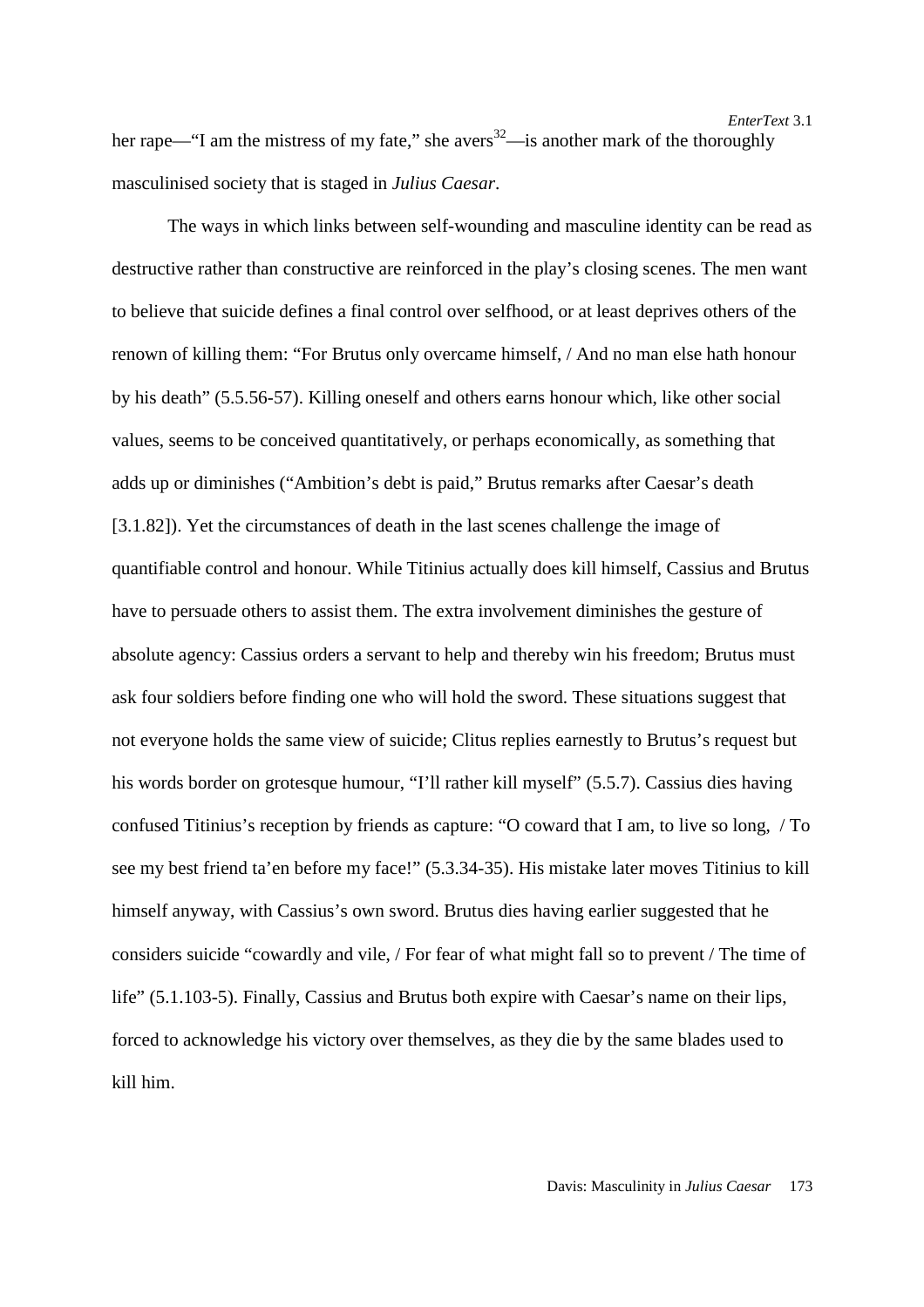her rape—"I am the mistress of my fate," she avers[32]—is another mark of the thoroughly masculinised society that is staged in *Julius Caesar*.

The ways in which links between self-wounding and masculine identity can be read as destructive rather than constructive are reinforced in the play's closing scenes. The men want to believe that suicide defines a final control over selfhood, or at least deprives others of the renown of killing them: "For Brutus only overcame himself, / And no man else hath honour by his death" (5.5.56-57). Killing oneself and others earns honour which, like other social values, seems to be conceived quantitatively, or perhaps economically, as something that adds up or diminishes ("Ambition's debt is paid," Brutus remarks after Caesar's death [3.1.82]). Yet the circumstances of death in the last scenes challenge the image of quantifiable control and honour. While Titinius actually does kill himself, Cassius and Brutus have to persuade others to assist them. The extra involvement diminishes the gesture of absolute agency: Cassius orders a servant to help and thereby win his freedom; Brutus must ask four soldiers before finding one who will hold the sword. These situations suggest that not everyone holds the same view of suicide; Clitus replies earnestly to Brutus's request but his words border on grotesque humour, "I'll rather kill myself" (5.5.7). Cassius dies having confused Titinius's reception by friends as capture: "O coward that I am, to live so long, / To see my best friend ta'en before my face!" (5.3.34-35). His mistake later moves Titinius to kill himself anyway, with Cassius's own sword. Brutus dies having earlier suggested that he considers suicide "cowardly and vile, / For fear of what might fall so to prevent / The time of life" (5.1.103-5). Finally, Cassius and Brutus both expire with Caesar's name on their lips, forced to acknowledge his victory over themselves, as they die by the same blades used to kill him.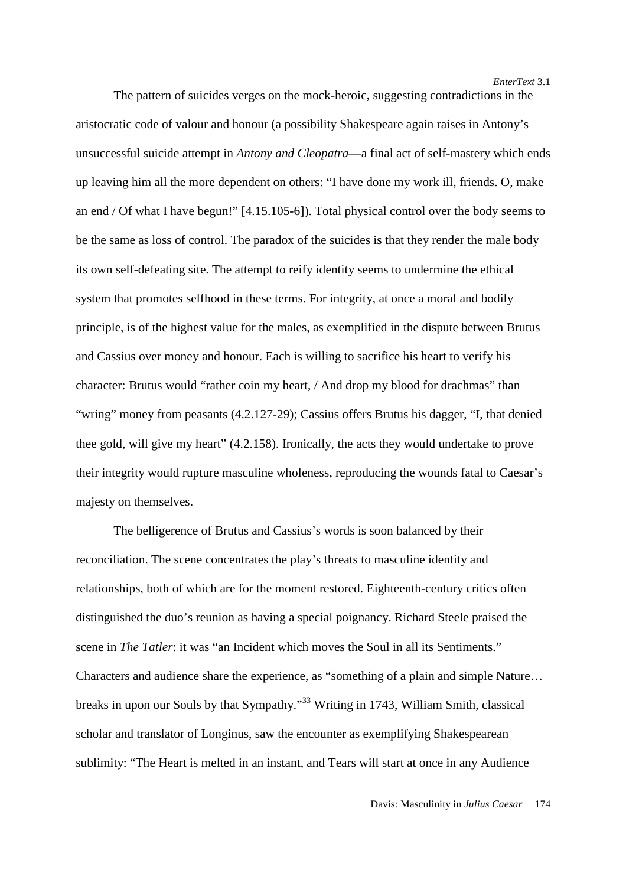The pattern of suicides verges on the mock-heroic, suggesting contradictions in the aristocratic code of valour and honour (a possibility Shakespeare again raises in Antony's unsuccessful suicide attempt in *Antony and Cleopatra*—a final act of self-mastery which ends up leaving him all the more dependent on others: "I have done my work ill, friends. O, make an end / Of what I have begun!" [4.15.105-6]). Total physical control over the body seems to be the same as loss of control. The paradox of the suicides is that they render the male body its own self-defeating site. The attempt to reify identity seems to undermine the ethical system that promotes selfhood in these terms. For integrity, at once a moral and bodily principle, is of the highest value for the males, as exemplified in the dispute between Brutus and Cassius over money and honour. Each is willing to sacrifice his heart to verify his character: Brutus would "rather coin my heart, / And drop my blood for drachmas" than "wring" money from peasants (4.2.127-29); Cassius offers Brutus his dagger, "I, that denied thee gold, will give my heart" (4.2.158). Ironically, the acts they would undertake to prove their integrity would rupture masculine wholeness, reproducing the wounds fatal to Caesar's majesty on themselves.

The belligerence of Brutus and Cassius's words is soon balanced by their reconciliation. The scene concentrates the play's threats to masculine identity and relationships, both of which are for the moment restored. Eighteenth-century critics often distinguished the duo's reunion as having a special poignancy. Richard Steele praised the scene in *The Tatler*: it was "an Incident which moves the Soul in all its Sentiments." Characters and audience share the experience, as "something of a plain and simple Nature… breaks in upon our Souls by that Sympathy."[33] Writing in 1743, William Smith, classical scholar and translator of Longinus, saw the encounter as exemplifying Shakespearean sublimity: "The Heart is melted in an instant, and Tears will start at once in any Audience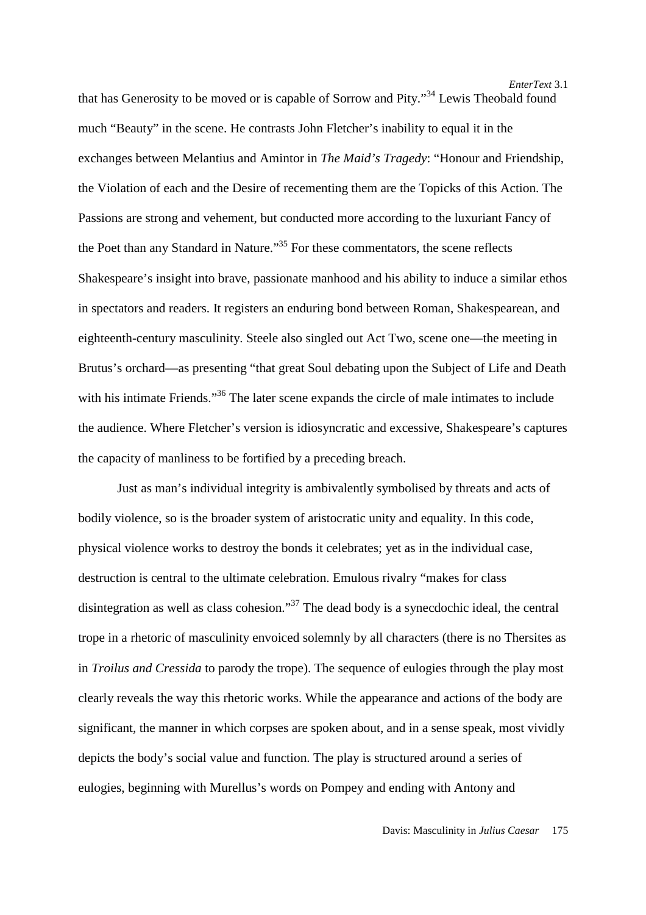that has Generosity to be moved or is capable of Sorrow and Pity."[34] Lewis Theobald found much "Beauty" in the scene. He contrasts John Fletcher's inability to equal it in the exchanges between Melantius and Amintor in *The Maid's Tragedy*: "Honour and Friendship, the Violation of each and the Desire of recementing them are the Topicks of this Action. The Passions are strong and vehement, but conducted more according to the luxuriant Fancy of the Poet than any Standard in Nature."[35] For these commentators, the scene reflects Shakespeare's insight into brave, passionate manhood and his ability to induce a similar ethos in spectators and readers. It registers an enduring bond between Roman, Shakespearean, and eighteenth-century masculinity. Steele also singled out Act Two, scene one—the meeting in Brutus's orchard—as presenting "that great Soul debating upon the Subject of Life and Death with his intimate Friends."[36] The later scene expands the circle of male intimates to include the audience. Where Fletcher's version is idiosyncratic and excessive, Shakespeare's captures the capacity of manliness to be fortified by a preceding breach.

Just as man's individual integrity is ambivalently symbolised by threats and acts of bodily violence, so is the broader system of aristocratic unity and equality. In this code, physical violence works to destroy the bonds it celebrates; yet as in the individual case, destruction is central to the ultimate celebration. Emulous rivalry "makes for class disintegration as well as class cohesion."[37] The dead body is a synecdochic ideal, the central trope in a rhetoric of masculinity envoiced solemnly by all characters (there is no Thersites as in *Troilus and Cressida* to parody the trope). The sequence of eulogies through the play most clearly reveals the way this rhetoric works. While the appearance and actions of the body are significant, the manner in which corpses are spoken about, and in a sense speak, most vividly depicts the body's social value and function. The play is structured around a series of eulogies, beginning with Murellus's words on Pompey and ending with Antony and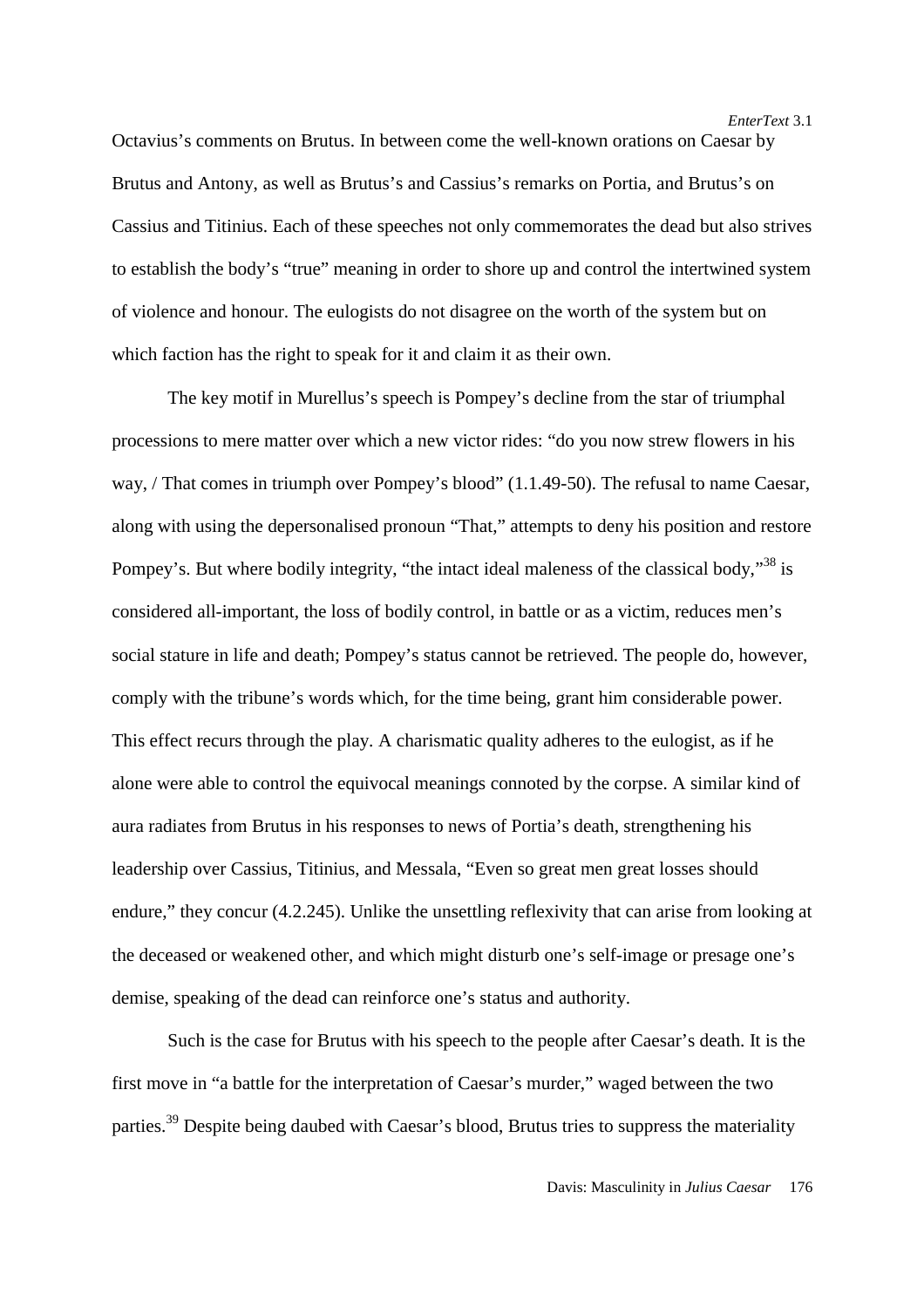Octavius's comments on Brutus. In between come the well-known orations on Caesar by Brutus and Antony, as well as Brutus's and Cassius's remarks on Portia, and Brutus's on Cassius and Titinius. Each of these speeches not only commemorates the dead but also strives to establish the body's "true" meaning in order to shore up and control the intertwined system of violence and honour. The eulogists do not disagree on the worth of the system but on which faction has the right to speak for it and claim it as their own.

The key motif in Murellus's speech is Pompey's decline from the star of triumphal processions to mere matter over which a new victor rides: "do you now strew flowers in his way, / That comes in triumph over Pompey's blood" (1.1.49-50). The refusal to name Caesar, along with using the depersonalised pronoun "That," attempts to deny his position and restore Pompey's. But where bodily integrity, "the intact ideal maleness of the classical body,"[38] is considered all-important, the loss of bodily control, in battle or as a victim, reduces men's social stature in life and death; Pompey's status cannot be retrieved. The people do, however, comply with the tribune's words which, for the time being, grant him considerable power. This effect recurs through the play. A charismatic quality adheres to the eulogist, as if he alone were able to control the equivocal meanings connoted by the corpse. A similar kind of aura radiates from Brutus in his responses to news of Portia's death, strengthening his leadership over Cassius, Titinius, and Messala, "Even so great men great losses should endure," they concur (4.2.245). Unlike the unsettling reflexivity that can arise from looking at the deceased or weakened other, and which might disturb one's self-image or presage one's demise, speaking of the dead can reinforce one's status and authority.

Such is the case for Brutus with his speech to the people after Caesar's death. It is the first move in "a battle for the interpretation of Caesar's murder," waged between the two parties.[39] Despite being daubed with Caesar's blood, Brutus tries to suppress the materiality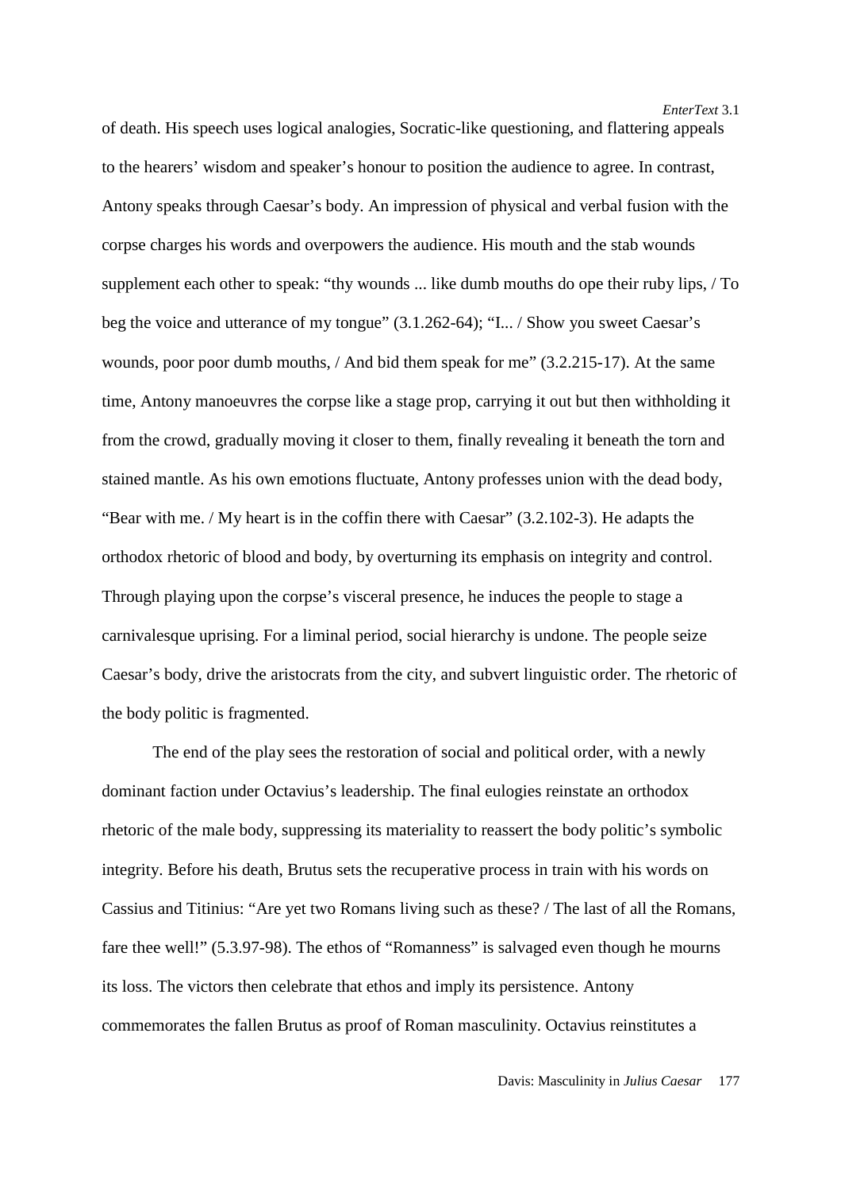of death. His speech uses logical analogies, Socratic-like questioning, and flattering appeals to the hearers' wisdom and speaker's honour to position the audience to agree. In contrast, Antony speaks through Caesar's body. An impression of physical and verbal fusion with the corpse charges his words and overpowers the audience. His mouth and the stab wounds supplement each other to speak: "thy wounds ... like dumb mouths do ope their ruby lips, / To beg the voice and utterance of my tongue" (3.1.262-64); "I... / Show you sweet Caesar's wounds, poor poor dumb mouths, / And bid them speak for me" (3.2.215-17). At the same time, Antony manoeuvres the corpse like a stage prop, carrying it out but then withholding it from the crowd, gradually moving it closer to them, finally revealing it beneath the torn and stained mantle. As his own emotions fluctuate, Antony professes union with the dead body, "Bear with me. / My heart is in the coffin there with Caesar" (3.2.102-3). He adapts the orthodox rhetoric of blood and body, by overturning its emphasis on integrity and control. Through playing upon the corpse's visceral presence, he induces the people to stage a carnivalesque uprising. For a liminal period, social hierarchy is undone. The people seize Caesar's body, drive the aristocrats from the city, and subvert linguistic order. The rhetoric of the body politic is fragmented.

The end of the play sees the restoration of social and political order, with a newly dominant faction under Octavius's leadership. The final eulogies reinstate an orthodox rhetoric of the male body, suppressing its materiality to reassert the body politic's symbolic integrity. Before his death, Brutus sets the recuperative process in train with his words on Cassius and Titinius: "Are yet two Romans living such as these? / The last of all the Romans, fare thee well!" (5.3.97-98). The ethos of "Romanness" is salvaged even though he mourns its loss. The victors then celebrate that ethos and imply its persistence. Antony commemorates the fallen Brutus as proof of Roman masculinity. Octavius reinstitutes a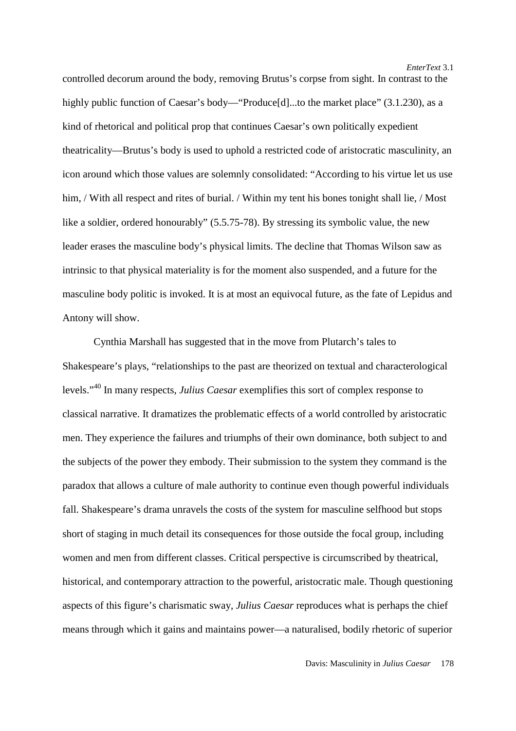controlled decorum around the body, removing Brutus's corpse from sight. In contrast to the highly public function of Caesar's body—"Produce[d]...to the market place" (3.1.230), as a kind of rhetorical and political prop that continues Caesar's own politically expedient theatricality—Brutus's body is used to uphold a restricted code of aristocratic masculinity, an icon around which those values are solemnly consolidated: "According to his virtue let us use him, / With all respect and rites of burial. / Within my tent his bones tonight shall lie, / Most like a soldier, ordered honourably" (5.5.75-78). By stressing its symbolic value, the new leader erases the masculine body's physical limits. The decline that Thomas Wilson saw as intrinsic to that physical materiality is for the moment also suspended, and a future for the masculine body politic is invoked. It is at most an equivocal future, as the fate of Lepidus and Antony will show.

Cynthia Marshall has suggested that in the move from Plutarch's tales to Shakespeare's plays, "relationships to the past are theorized on textual and characterological levels."[40] In many respects, *Julius Caesar* exemplifies this sort of complex response to classical narrative. It dramatizes the problematic effects of a world controlled by aristocratic men. They experience the failures and triumphs of their own dominance, both subject to and the subjects of the power they embody. Their submission to the system they command is the paradox that allows a culture of male authority to continue even though powerful individuals fall. Shakespeare's drama unravels the costs of the system for masculine selfhood but stops short of staging in much detail its consequences for those outside the focal group, including women and men from different classes. Critical perspective is circumscribed by theatrical, historical, and contemporary attraction to the powerful, aristocratic male. Though questioning aspects of this figure's charismatic sway, *Julius Caesar* reproduces what is perhaps the chief means through which it gains and maintains power—a naturalised, bodily rhetoric of superior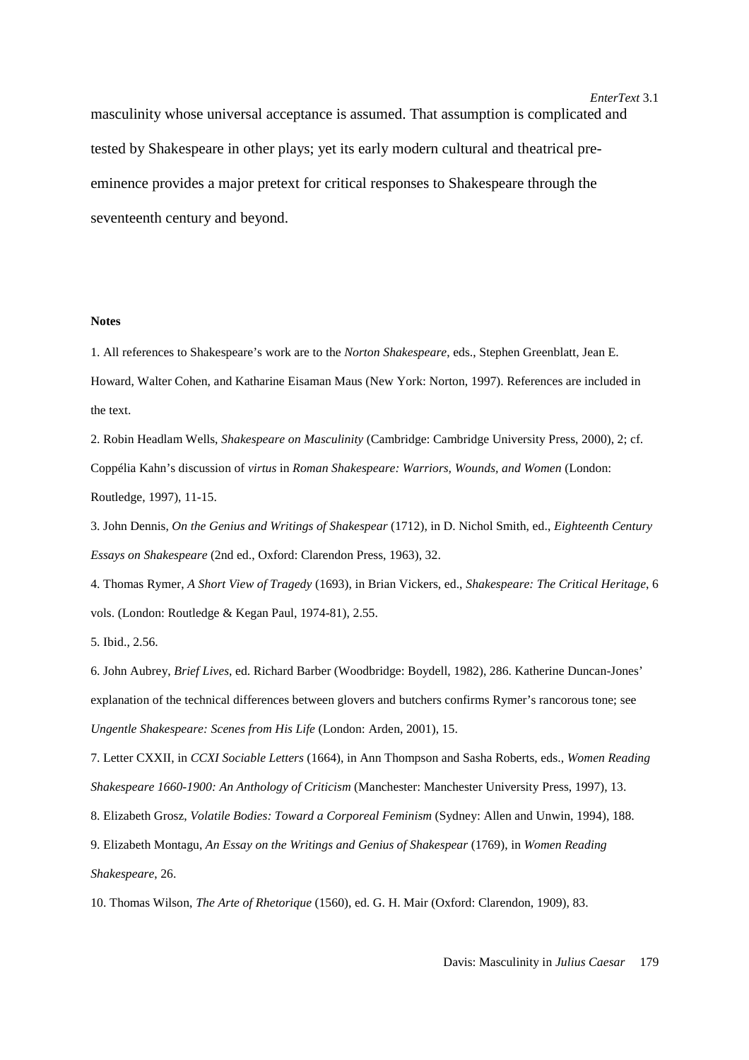masculinity whose universal acceptance is assumed. That assumption is complicated and tested by Shakespeare in other plays; yet its early modern cultural and theatrical pre-eminence provides a major pretext for critical responses to Shakespeare through the seventeenth century and beyond.

**Notes**

1. All references to Shakespeare's work are to the *Norton Shakespeare*, eds., Stephen Greenblatt, Jean E. Howard, Walter Cohen, and Katharine Eisaman Maus (New York: Norton, 1997). References are included in the text.

2. Robin Headlam Wells, *Shakespeare on Masculinity* (Cambridge: Cambridge University Press, 2000), 2; cf. Coppélia Kahn's discussion of *virtus* in *Roman Shakespeare: Warriors, Wounds, and Women* (London: Routledge, 1997), 11-15.

3. John Dennis, *On the Genius and Writings of Shakespear* (1712), in D. Nichol Smith, ed., *Eighteenth Century Essays on Shakespeare* (2nd ed., Oxford: Clarendon Press, 1963), 32.

4. Thomas Rymer, *A Short View of Tragedy* (1693), in Brian Vickers, ed., *Shakespeare: The Critical Heritage*, 6 vols. (London: Routledge & Kegan Paul, 1974-81), 2.55.

5. Ibid., 2.56.

6. John Aubrey, *Brief Lives*, ed. Richard Barber (Woodbridge: Boydell, 1982), 286. Katherine Duncan-Jones' explanation of the technical differences between glovers and butchers confirms Rymer's rancorous tone; see *Ungentle Shakespeare: Scenes from His Life* (London: Arden, 2001), 15.

7. Letter CXXII, in *CCXI Sociable Letters* (1664), in Ann Thompson and Sasha Roberts, eds., *Women Reading Shakespeare 1660-1900: An Anthology of Criticism* (Manchester: Manchester University Press, 1997), 13.

8. Elizabeth Grosz, *Volatile Bodies: Toward a Corporeal Feminism* (Sydney: Allen and Unwin, 1994), 188.

9. Elizabeth Montagu, *An Essay on the Writings and Genius of Shakespear* (1769), in *Women Reading Shakespeare*, 26.

10. Thomas Wilson, *The Arte of Rhetorique* (1560), ed. G. H. Mair (Oxford: Clarendon, 1909), 83.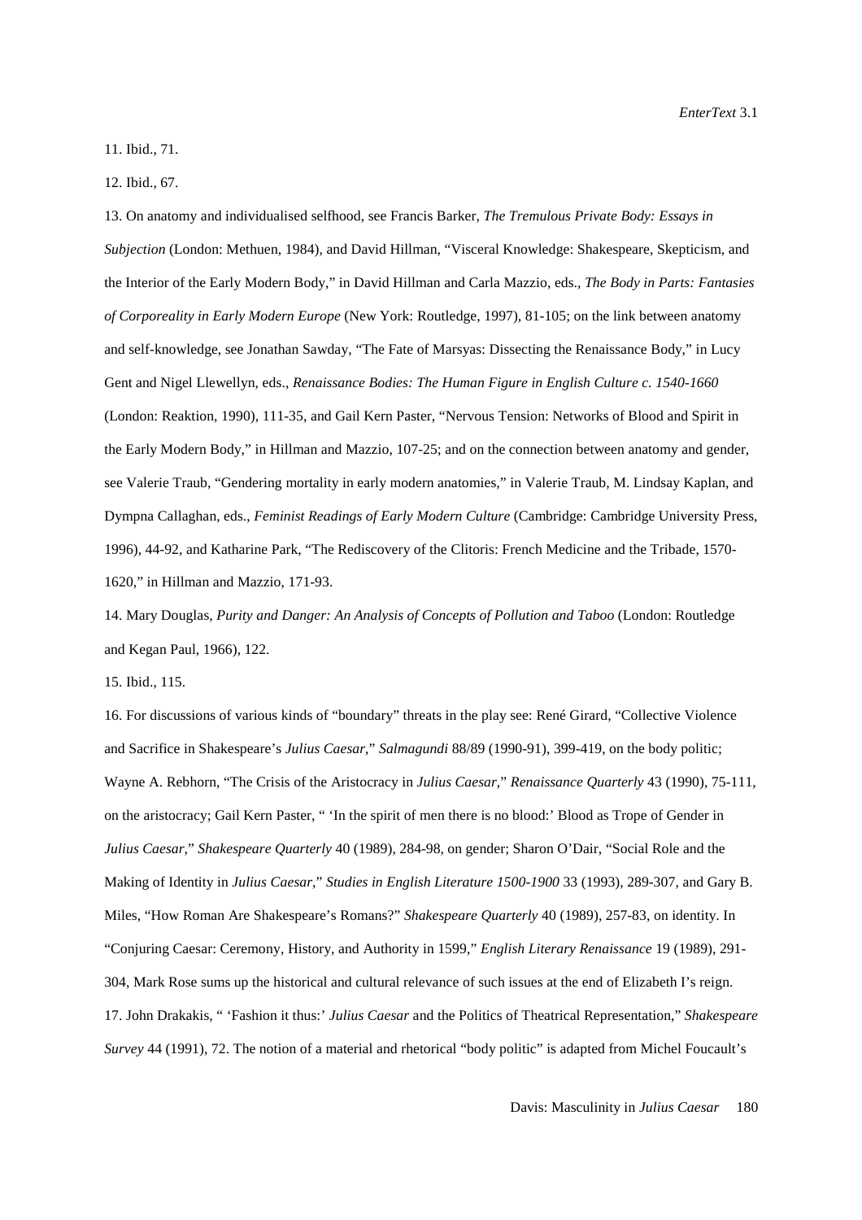11. Ibid., 71.

12. Ibid., 67.

13. On anatomy and individualised selfhood, see Francis Barker, *The Tremulous Private Body: Essays in Subjection* (London: Methuen, 1984), and David Hillman, "Visceral Knowledge: Shakespeare, Skepticism, and the Interior of the Early Modern Body," in David Hillman and Carla Mazzio, eds., *The Body in Parts: Fantasies of Corporeality in Early Modern Europe* (New York: Routledge, 1997), 81-105; on the link between anatomy and self-knowledge, see Jonathan Sawday, "The Fate of Marsyas: Dissecting the Renaissance Body," in Lucy Gent and Nigel Llewellyn, eds., *Renaissance Bodies: The Human Figure in English Culture c. 1540-1660* (London: Reaktion, 1990), 111-35, and Gail Kern Paster, "Nervous Tension: Networks of Blood and Spirit in the Early Modern Body," in Hillman and Mazzio, 107-25; and on the connection between anatomy and gender, see Valerie Traub, "Gendering mortality in early modern anatomies," in Valerie Traub, M. Lindsay Kaplan, and Dympna Callaghan, eds., *Feminist Readings of Early Modern Culture* (Cambridge: Cambridge University Press, 1996), 44-92, and Katharine Park, "The Rediscovery of the Clitoris: French Medicine and the Tribade, 1570-1620," in Hillman and Mazzio, 171-93.

14. Mary Douglas, *Purity and Danger: An Analysis of Concepts of Pollution and Taboo* (London: Routledge and Kegan Paul, 1966), 122.

15. Ibid., 115.

16. For discussions of various kinds of "boundary" threats in the play see: René Girard, "Collective Violence and Sacrifice in Shakespeare's *Julius Caesar*," *Salmagundi* 88/89 (1990-91), 399-419, on the body politic; Wayne A. Rebhorn, "The Crisis of the Aristocracy in *Julius Caesar*," *Renaissance Quarterly* 43 (1990), 75-111, on the aristocracy; Gail Kern Paster, " 'In the spirit of men there is no blood:' Blood as Trope of Gender in *Julius Caesar*," *Shakespeare Quarterly* 40 (1989), 284-98, on gender; Sharon O'Dair, "Social Role and the Making of Identity in *Julius Caesar*," *Studies in English Literature 1500-1900* 33 (1993), 289-307, and Gary B. Miles, "How Roman Are Shakespeare's Romans?" *Shakespeare Quarterly* 40 (1989), 257-83, on identity. In "Conjuring Caesar: Ceremony, History, and Authority in 1599," *English Literary Renaissance* 19 (1989), 291-304, Mark Rose sums up the historical and cultural relevance of such issues at the end of Elizabeth I's reign.

17. John Drakakis, " 'Fashion it thus:' *Julius Caesar* and the Politics of Theatrical Representation," *Shakespeare Survey* 44 (1991), 72. The notion of a material and rhetorical "body politic" is adapted from Michel Foucault's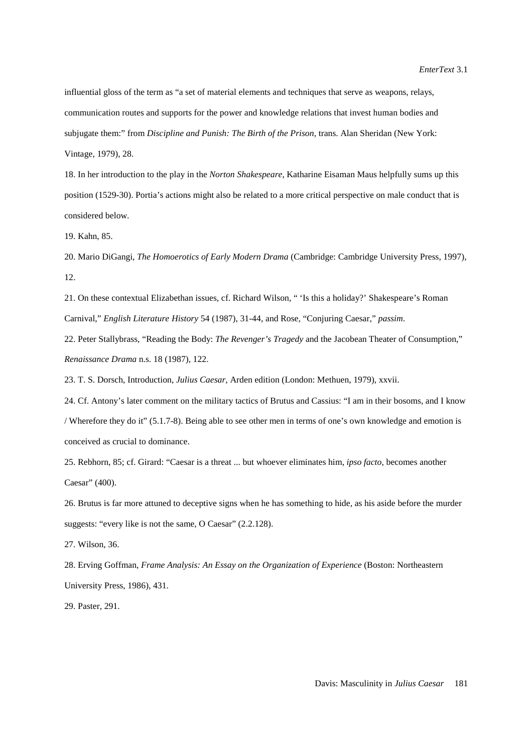influential gloss of the term as "a set of material elements and techniques that serve as weapons, relays, communication routes and supports for the power and knowledge relations that invest human bodies and subjugate them:" from *Discipline and Punish: The Birth of the Prison*, trans. Alan Sheridan (New York: Vintage, 1979), 28.

18. In her introduction to the play in the *Norton Shakespeare*, Katharine Eisaman Maus helpfully sums up this position (1529-30). Portia's actions might also be related to a more critical perspective on male conduct that is considered below.

19. Kahn, 85.

20. Mario DiGangi, *The Homoerotics of Early Modern Drama* (Cambridge: Cambridge University Press, 1997), 12.

21. On these contextual Elizabethan issues, cf. Richard Wilson, " 'Is this a holiday?' Shakespeare's Roman Carnival," *English Literature History* 54 (1987), 31-44, and Rose, "Conjuring Caesar," *passim*.

22. Peter Stallybrass, "Reading the Body: *The Revenger's Tragedy* and the Jacobean Theater of Consumption," *Renaissance Drama* n.s. 18 (1987), 122.

23. T. S. Dorsch, Introduction, *Julius Caesar*, Arden edition (London: Methuen, 1979), xxvii.

24. Cf. Antony's later comment on the military tactics of Brutus and Cassius: "I am in their bosoms, and I know / Wherefore they do it" (5.1.7-8). Being able to see other men in terms of one's own knowledge and emotion is conceived as crucial to dominance.

25. Rebhorn, 85; cf. Girard: "Caesar is a threat ... but whoever eliminates him, *ipso facto*, becomes another Caesar" (400).

26. Brutus is far more attuned to deceptive signs when he has something to hide, as his aside before the murder suggests: "every like is not the same, O Caesar" (2.2.128).

27. Wilson, 36.

28. Erving Goffman, *Frame Analysis: An Essay on the Organization of Experience* (Boston: Northeastern University Press, 1986), 431.

29. Paster, 291.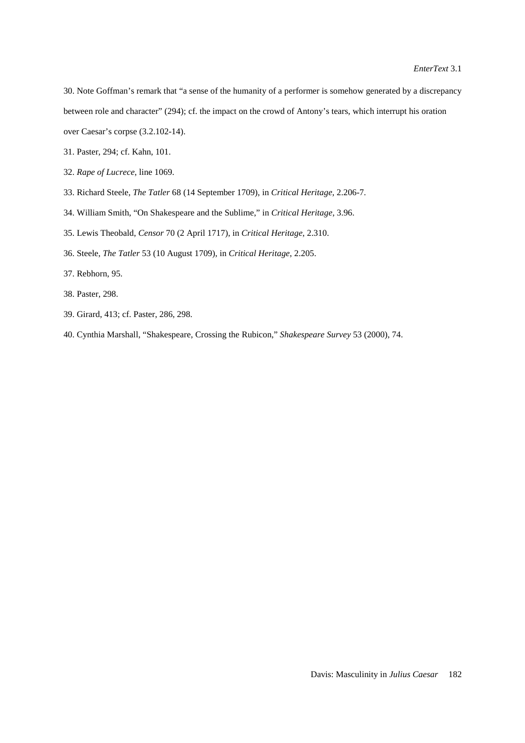30. Note Goffman's remark that "a sense of the humanity of a performer is somehow generated by a discrepancy between role and character" (294); cf. the impact on the crowd of Antony's tears, which interrupt his oration over Caesar's corpse (3.2.102-14).

31. Paster, 294; cf. Kahn, 101.

32. *Rape of Lucrece*, line 1069.

33. Richard Steele, *The Tatler* 68 (14 September 1709), in *Critical Heritage*, 2.206-7.

34. William Smith, "On Shakespeare and the Sublime," in *Critical Heritage*, 3.96.

35. Lewis Theobald, *Censor* 70 (2 April 1717), in *Critical Heritage*, 2.310.

36. Steele, *The Tatler* 53 (10 August 1709), in *Critical Heritage*, 2.205.

37. Rebhorn, 95.

38. Paster, 298.

39. Girard, 413; cf. Paster, 286, 298.

40. Cynthia Marshall, "Shakespeare, Crossing the Rubicon," *Shakespeare Survey* 53 (2000), 74.